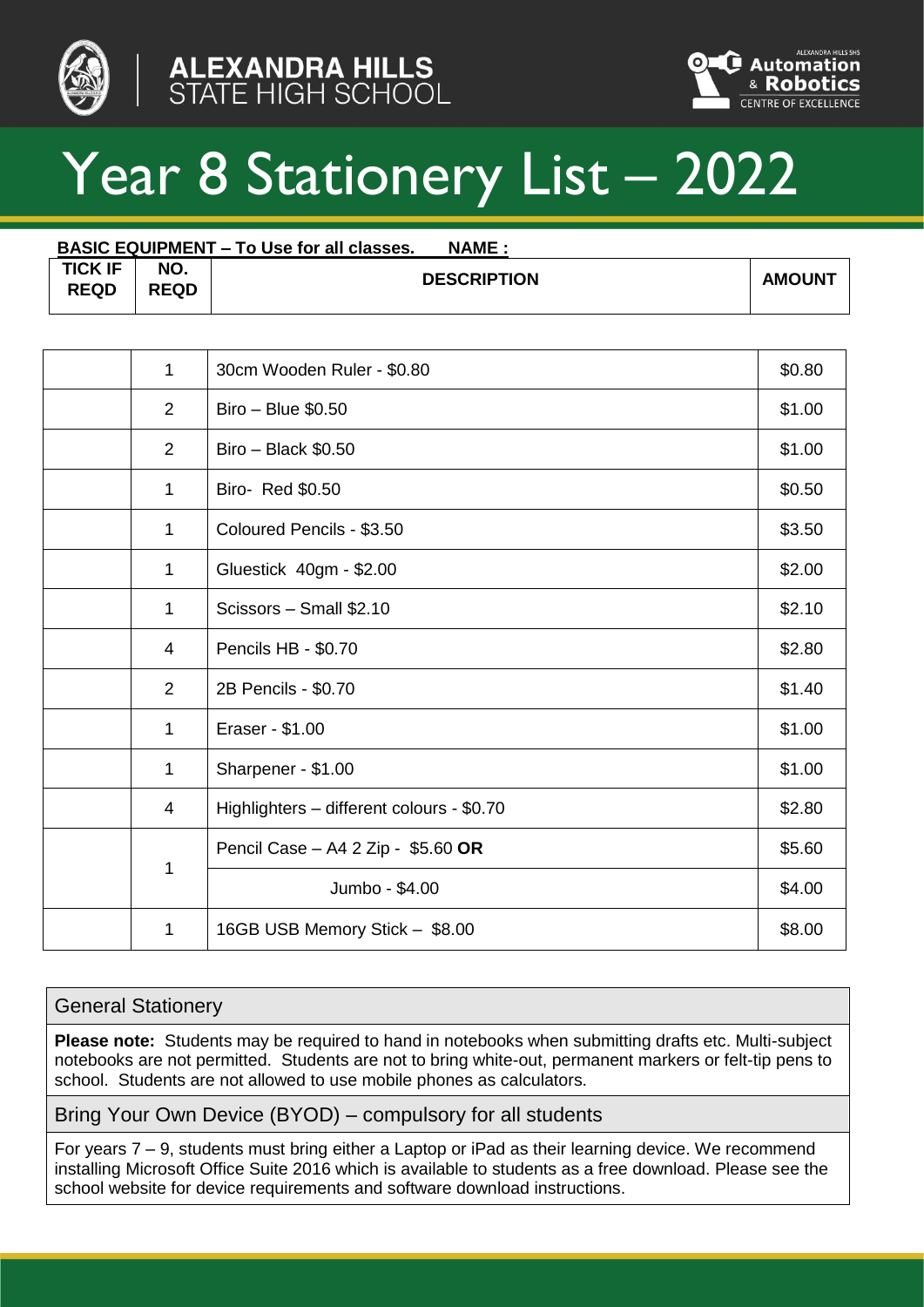ALEXANDRA HILLS STATE HIGH SCHOOL

ALEXANDRA HILLS SHS Automation & Robotics CENTRE OF EXCELLENCE

# Year 8 Stationery List – 2022

**BASIC EQUIPMENT – To Use for all classes.** **NAME :**

| TICK IF REQD | NO. REQD | DESCRIPTION | AMOUNT |
|---|---|---|---|
| | 1 | 30cm Wooden Ruler - $0.80 | $0.80 |
| | 2 | Biro – Blue $0.50 | $1.00 |
| | 2 | Biro – Black $0.50 | $1.00 |
| | 1 | Biro- Red $0.50 | $0.50 |
| | 1 | Coloured Pencils - $3.50 | $3.50 |
| | 1 | Gluestick 40gm - $2.00 | $2.00 |
| | 1 | Scissors – Small $2.10 | $2.10 |
| | 4 | Pencils HB - $0.70 | $2.80 |
| | 2 | 2B Pencils - $0.70 | $1.40 |
| | 1 | Eraser - $1.00 | $1.00 |
| | 1 | Sharpener - $1.00 | $1.00 |
| | 4 | Highlighters – different colours - $0.70 | $2.80 |
| | 1 | Pencil Case – A4 2 Zip - $5.60 **OR** | $5.60 |
| | | Jumbo - $4.00 | $4.00 |
| | 1 | 16GB USB Memory Stick – $8.00 | $8.00 |

## General Stationery

**Please note:** Students may be required to hand in notebooks when submitting drafts etc. Multi-subject notebooks are not permitted. Students are not to bring white-out, permanent markers or felt-tip pens to school. Students are not allowed to use mobile phones as calculators.

## Bring Your Own Device (BYOD) – compulsory for all students

For years 7 – 9, students must bring either a Laptop or iPad as their learning device. We recommend installing Microsoft Office Suite 2016 which is available to students as a free download. Please see the school website for device requirements and software download instructions.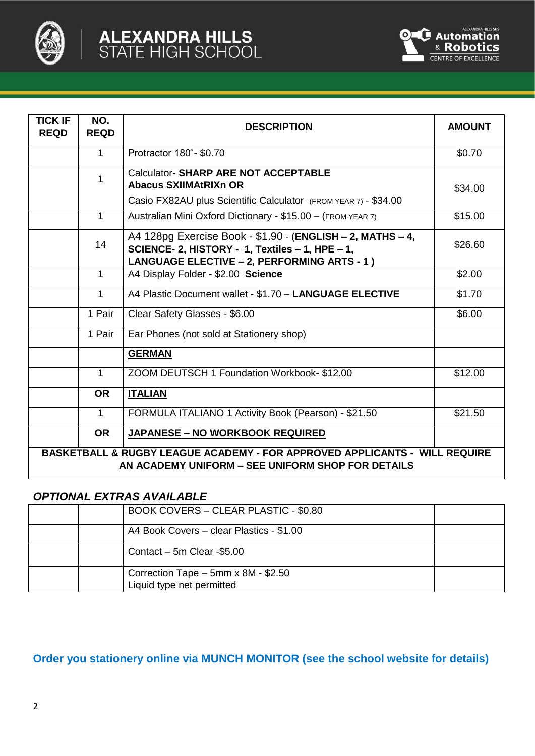| TICK IF REQD | NO. REQD | DESCRIPTION | AMOUNT |
|---|---|---|---|
| | 1 | Protractor 180˚- $0.70 | $0.70 |
| | 1 | Calculator- **SHARP ARE NOT ACCEPTABLE** **Abacus SXIIMAtRIXn OR** Casio FX82AU plus Scientific Calculator (FROM YEAR 7) - $34.00 | $34.00 |
| | 1 | Australian Mini Oxford Dictionary - $15.00 – (FROM YEAR 7) | $15.00 |
| | 14 | A4 128pg Exercise Book - $1.90 - (**ENGLISH – 2, MATHS – 4, SCIENCE- 2, HISTORY - 1, Textiles – 1, HPE – 1, LANGUAGE ELECTIVE – 2, PERFORMING ARTS - 1 )** | $26.60 |
| | 1 | A4 Display Folder - $2.00 **Science** | $2.00 |
| | 1 | A4 Plastic Document wallet - $1.70 – **LANGUAGE ELECTIVE** | $1.70 |
| | 1 Pair | Clear Safety Glasses - $6.00 | $6.00 |
| | 1 Pair | Ear Phones (not sold at Stationery shop) | |
| | | **GERMAN** | |
| | 1 | ZOOM DEUTSCH 1 Foundation Workbook- $12.00 | $12.00 |
| | **OR** | **ITALIAN** | |
| | 1 | FORMULA ITALIANO 1 Activity Book (Pearson) - $21.50 | $21.50 |
| | **OR** | **JAPANESE – NO WORKBOOK REQUIRED** | |
| **BASKETBALL & RUGBY LEAGUE ACADEMY - FOR APPROVED APPLICANTS - WILL REQUIRE AN ACADEMY UNIFORM – SEE UNIFORM SHOP FOR DETAILS** | | | |

### *OPTIONAL EXTRAS AVAILABLE*

| | | | |
|---|---|---|---|
| | | BOOK COVERS – CLEAR PLASTIC - $0.80 | |
| | | A4 Book Covers – clear Plastics - $1.00 | |
| | | Contact – 5m Clear -$5.00 | |
| | | Correction Tape – 5mm x 8M - $2.50 Liquid type net permitted | |

**Order you stationery online via MUNCH MONITOR (see the school website for details)**